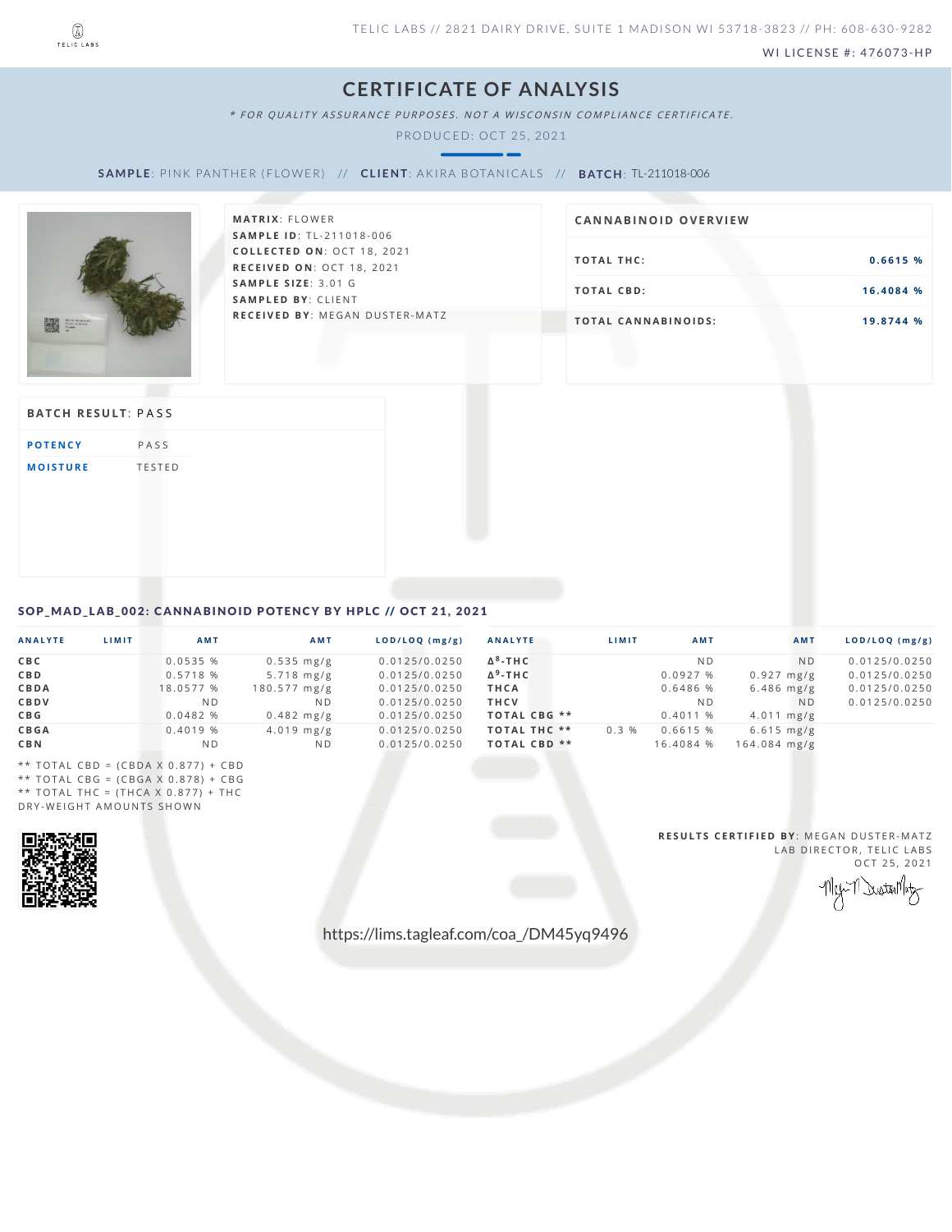TELIC LABS // 2821 DAIRY DRIVE, SUITE 1 MADISON WI 53718-3823 // PH: 608-630-9282

WI LICENSE #: 476073-HP

# CERTIFICATE OF ANALYSIS

*\* FOR QUALITY ASSURANCE PURPOSES. NOT A WISCONSIN COMPLIANCE CERTIFICATE.*

PRODUCED: OCT 25, 2021

**SAMPLE**: PINK PANTHER (FLOWER) // **CLIENT**: AKIRA BOTANICALS // **BATCH**: TL-211018-006

**MATRIX**: FLOWER
**SAMPLE ID**: TL-211018-006
**COLLECTED ON**: OCT 18, 2021
**RECEIVED ON**: OCT 18, 2021
**SAMPLE SIZE**: 3.01 G
**SAMPLED BY**: CLIENT
**RECEIVED BY**: MEGAN DUSTER-MATZ

## CANNABINOID OVERVIEW

| | |
|---|---|
| **TOTAL THC:** | **0.6615 %** |
| **TOTAL CBD:** | **16.4084 %** |
| **TOTAL CANNABINOIDS:** | **19.8744 %** |

## BATCH RESULT: PASS

| | |
|---|---|
| **POTENCY** | PASS |
| **MOISTURE** | TESTED |

## SOP_MAD_LAB_002: CANNABINOID POTENCY BY HPLC // OCT 21, 2021

| ANALYTE | LIMIT | AMT | AMT | LOD/LOQ (mg/g) |
|---|---|---|---|---|
| CBC | | 0.0535 % | 0.535 mg/g | 0.0125/0.0250 |
| CBD | | 0.5718 % | 5.718 mg/g | 0.0125/0.0250 |
| CBDA | | 18.0577 % | 180.577 mg/g | 0.0125/0.0250 |
| CBDV | | ND | ND | 0.0125/0.0250 |
| CBG | | 0.0482 % | 0.482 mg/g | 0.0125/0.0250 |
| CBGA | | 0.4019 % | 4.019 mg/g | 0.0125/0.0250 |
| CBN | | ND | ND | 0.0125/0.0250 |
| $\Delta^8$-THC | | ND | ND | 0.0125/0.0250 |
| $\Delta^9$-THC | | 0.0927 % | 0.927 mg/g | 0.0125/0.0250 |
| THCA | | 0.6486 % | 6.486 mg/g | 0.0125/0.0250 |
| THCV | | ND | ND | 0.0125/0.0250 |
| TOTAL CBG ** | | 0.4011 % | 4.011 mg/g | |
| TOTAL THC ** | 0.3 % | 0.6615 % | 6.615 mg/g | |
| TOTAL CBD ** | | 16.4084 % | 164.084 mg/g | |

** TOTAL CBD = (CBDA X 0.877) + CBD
** TOTAL CBG = (CBGA X 0.878) + CBG
** TOTAL THC = (THCA X 0.877) + THC
DRY-WEIGHT AMOUNTS SHOWN

**RESULTS CERTIFIED BY**: MEGAN DUSTER-MATZ
LAB DIRECTOR, TELIC LABS
OCT 25, 2021

https://lims.tagleaf.com/coa_/DM45yq9496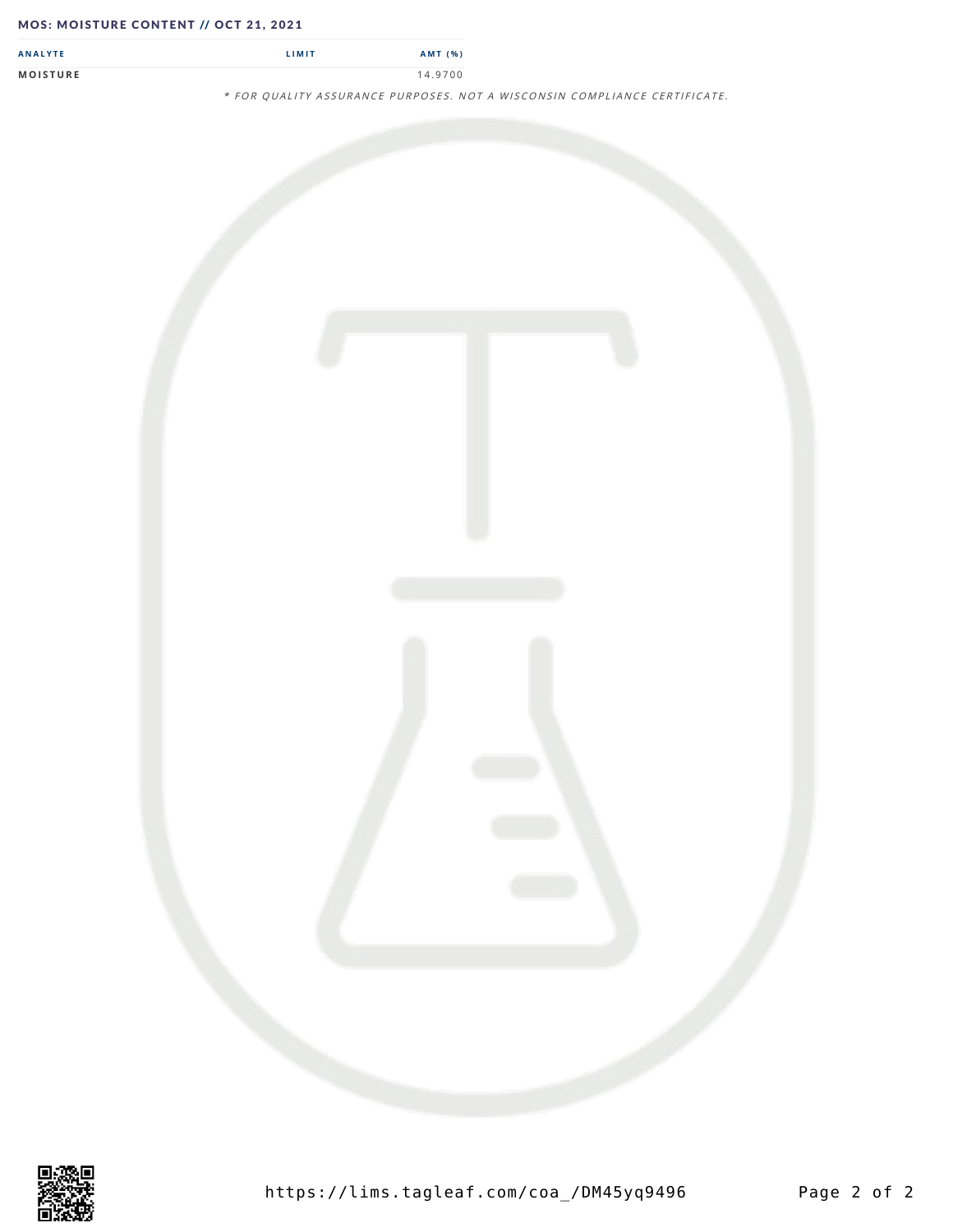## MOS: MOISTURE CONTENT // OCT 21, 2021

| ANALYTE | LIMIT | AMT (%) |
| --- | --- | --- |
| MOISTURE | | 14.9700 |

* FOR QUALITY ASSURANCE PURPOSES. NOT A WISCONSIN COMPLIANCE CERTIFICATE.

https://lims.tagleaf.com/coa_/DM45yq9496